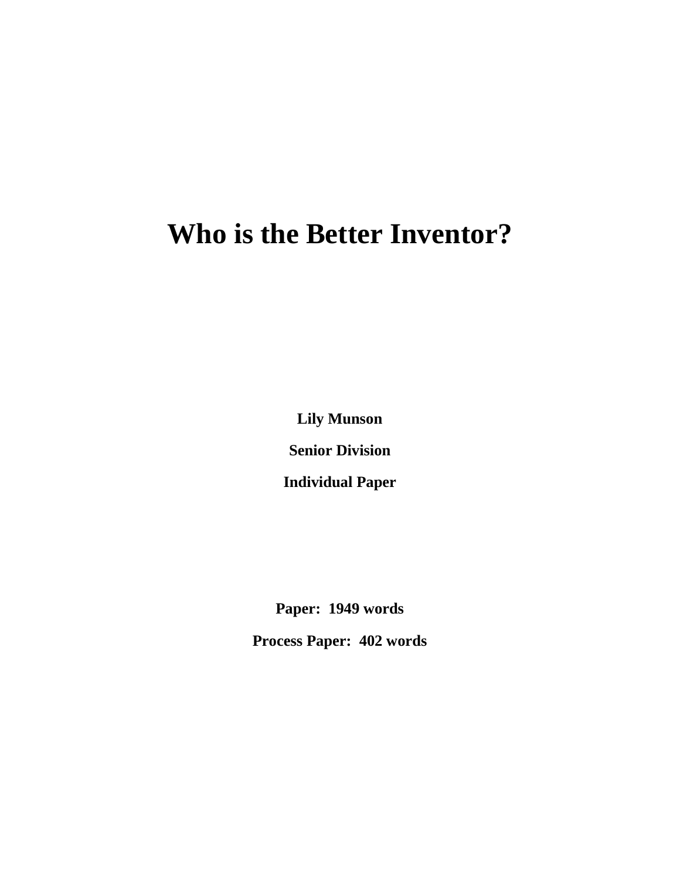# Who is the Better Inventor?

**Lily Munson**

**Senior Division**

**Individual Paper**

**Paper: 1949 words**

**Process Paper: 402 words**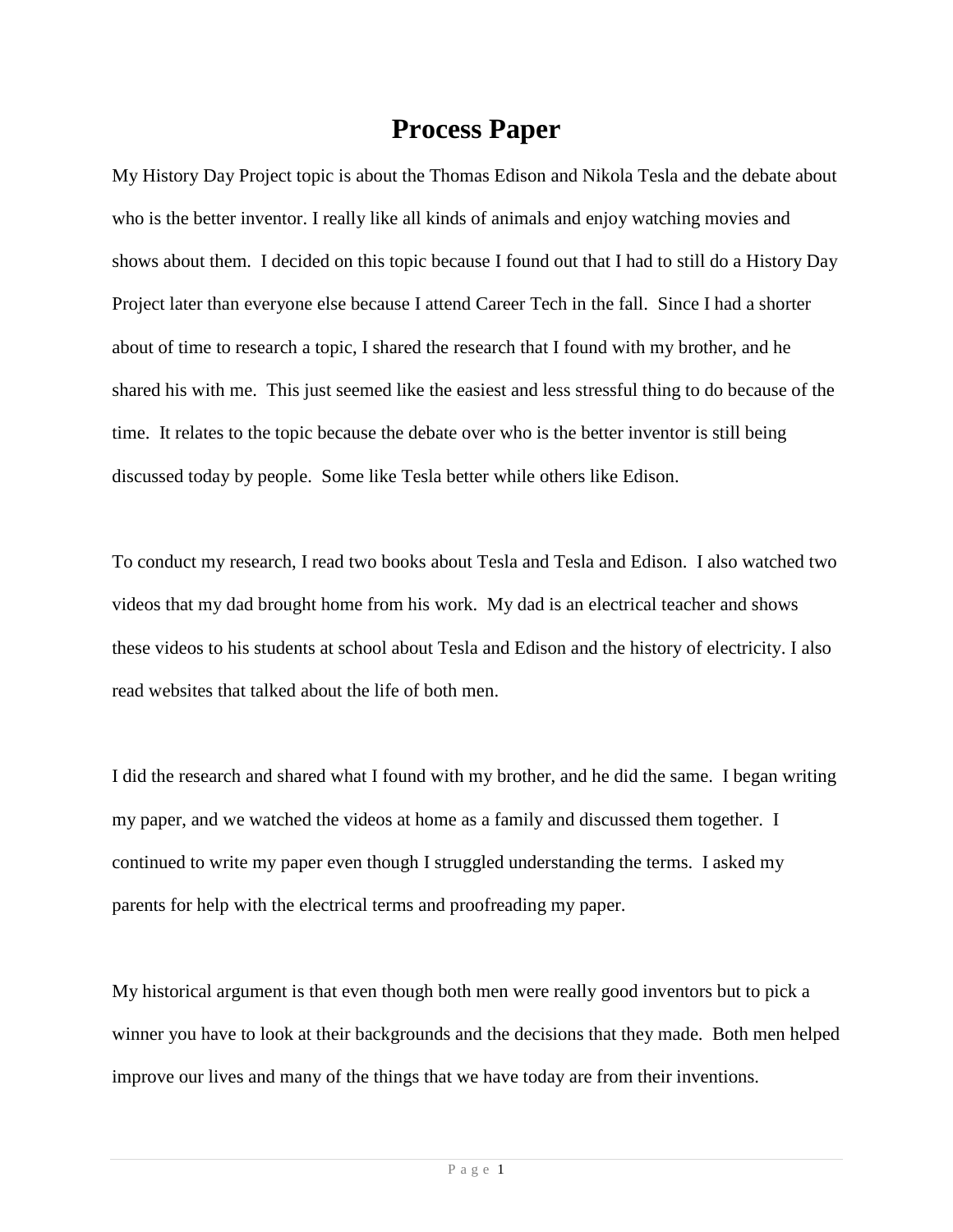# Process Paper

My History Day Project topic is about the Thomas Edison and Nikola Tesla and the debate about who is the better inventor. I really like all kinds of animals and enjoy watching movies and shows about them. I decided on this topic because I found out that I had to still do a History Day Project later than everyone else because I attend Career Tech in the fall. Since I had a shorter about of time to research a topic, I shared the research that I found with my brother, and he shared his with me. This just seemed like the easiest and less stressful thing to do because of the time. It relates to the topic because the debate over who is the better inventor is still being discussed today by people. Some like Tesla better while others like Edison.

To conduct my research, I read two books about Tesla and Tesla and Edison. I also watched two videos that my dad brought home from his work. My dad is an electrical teacher and shows these videos to his students at school about Tesla and Edison and the history of electricity. I also read websites that talked about the life of both men.

I did the research and shared what I found with my brother, and he did the same. I began writing my paper, and we watched the videos at home as a family and discussed them together. I continued to write my paper even though I struggled understanding the terms. I asked my parents for help with the electrical terms and proofreading my paper.

My historical argument is that even though both men were really good inventors but to pick a winner you have to look at their backgrounds and the decisions that they made. Both men helped improve our lives and many of the things that we have today are from their inventions.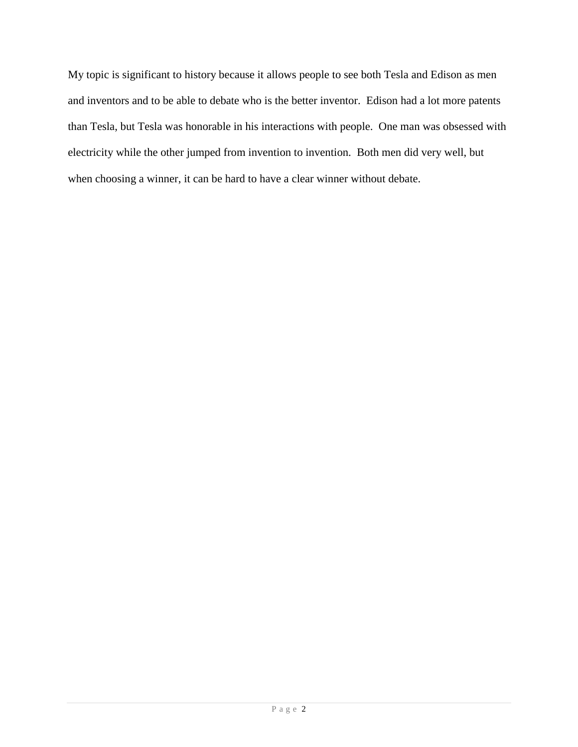My topic is significant to history because it allows people to see both Tesla and Edison as men and inventors and to be able to debate who is the better inventor. Edison had a lot more patents than Tesla, but Tesla was honorable in his interactions with people. One man was obsessed with electricity while the other jumped from invention to invention. Both men did very well, but when choosing a winner, it can be hard to have a clear winner without debate.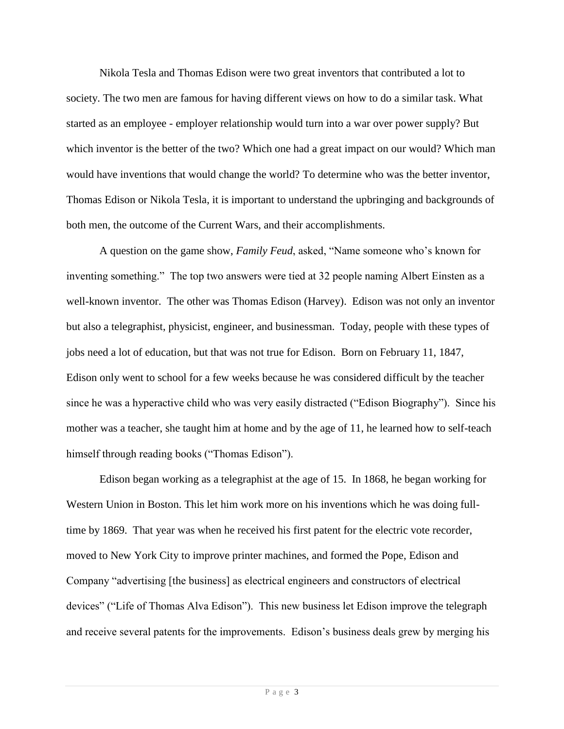Nikola Tesla and Thomas Edison were two great inventors that contributed a lot to society. The two men are famous for having different views on how to do a similar task. What started as an employee - employer relationship would turn into a war over power supply? But which inventor is the better of the two? Which one had a great impact on our would? Which man would have inventions that would change the world? To determine who was the better inventor, Thomas Edison or Nikola Tesla, it is important to understand the upbringing and backgrounds of both men, the outcome of the Current Wars, and their accomplishments.

A question on the game show, *Family Feud*, asked, "Name someone who's known for inventing something." The top two answers were tied at 32 people naming Albert Einsten as a well-known inventor. The other was Thomas Edison (Harvey). Edison was not only an inventor but also a telegraphist, physicist, engineer, and businessman. Today, people with these types of jobs need a lot of education, but that was not true for Edison. Born on February 11, 1847, Edison only went to school for a few weeks because he was considered difficult by the teacher since he was a hyperactive child who was very easily distracted ("Edison Biography"). Since his mother was a teacher, she taught him at home and by the age of 11, he learned how to self-teach himself through reading books ("Thomas Edison").

Edison began working as a telegraphist at the age of 15. In 1868, he began working for Western Union in Boston. This let him work more on his inventions which he was doing full-time by 1869. That year was when he received his first patent for the electric vote recorder, moved to New York City to improve printer machines, and formed the Pope, Edison and Company "advertising [the business] as electrical engineers and constructors of electrical devices" ("Life of Thomas Alva Edison"). This new business let Edison improve the telegraph and receive several patents for the improvements. Edison's business deals grew by merging his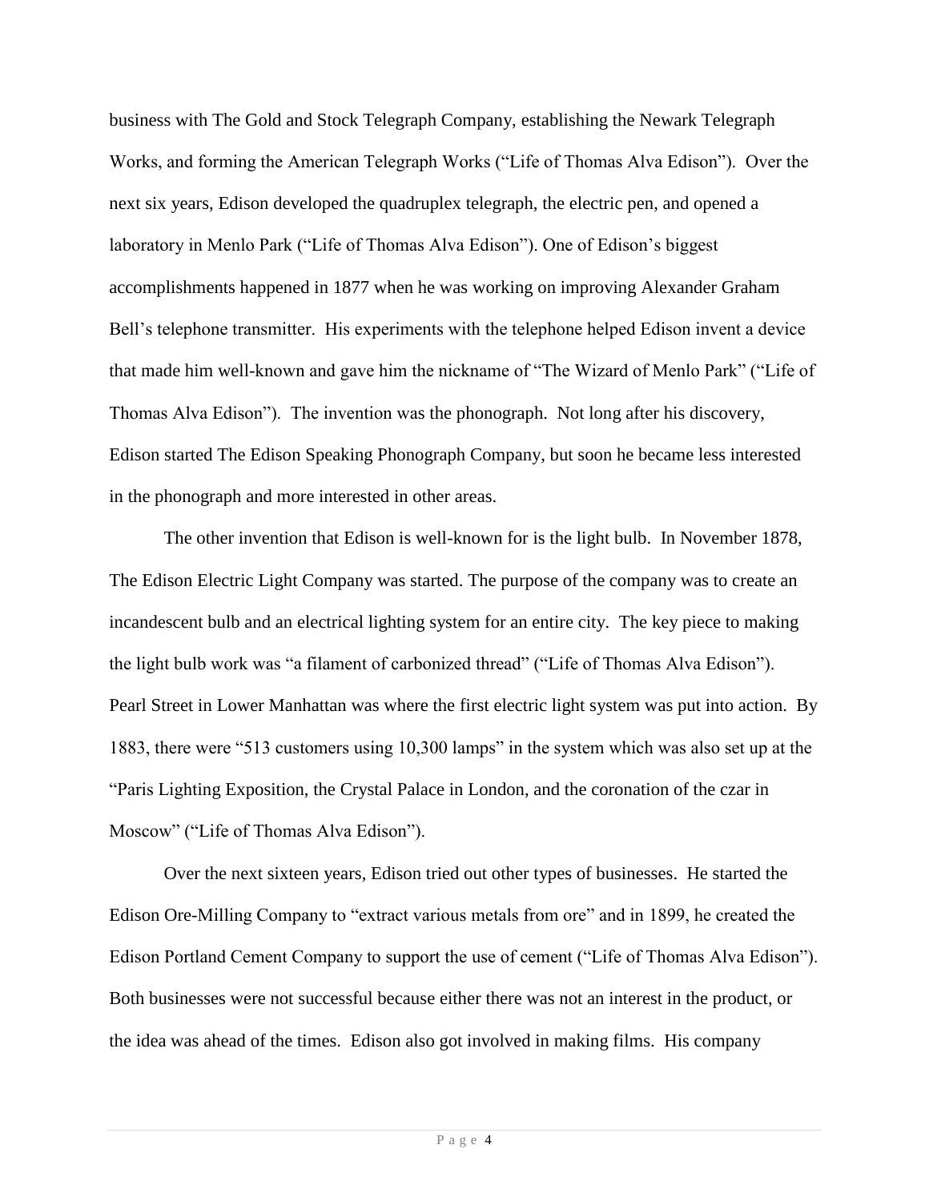business with The Gold and Stock Telegraph Company, establishing the Newark Telegraph Works, and forming the American Telegraph Works ("Life of Thomas Alva Edison"). Over the next six years, Edison developed the quadruplex telegraph, the electric pen, and opened a laboratory in Menlo Park ("Life of Thomas Alva Edison"). One of Edison's biggest accomplishments happened in 1877 when he was working on improving Alexander Graham Bell's telephone transmitter. His experiments with the telephone helped Edison invent a device that made him well-known and gave him the nickname of "The Wizard of Menlo Park" ("Life of Thomas Alva Edison"). The invention was the phonograph. Not long after his discovery, Edison started The Edison Speaking Phonograph Company, but soon he became less interested in the phonograph and more interested in other areas.

The other invention that Edison is well-known for is the light bulb. In November 1878, The Edison Electric Light Company was started. The purpose of the company was to create an incandescent bulb and an electrical lighting system for an entire city. The key piece to making the light bulb work was "a filament of carbonized thread" ("Life of Thomas Alva Edison"). Pearl Street in Lower Manhattan was where the first electric light system was put into action. By 1883, there were "513 customers using 10,300 lamps" in the system which was also set up at the "Paris Lighting Exposition, the Crystal Palace in London, and the coronation of the czar in Moscow" ("Life of Thomas Alva Edison").

Over the next sixteen years, Edison tried out other types of businesses. He started the Edison Ore-Milling Company to "extract various metals from ore" and in 1899, he created the Edison Portland Cement Company to support the use of cement ("Life of Thomas Alva Edison"). Both businesses were not successful because either there was not an interest in the product, or the idea was ahead of the times. Edison also got involved in making films. His company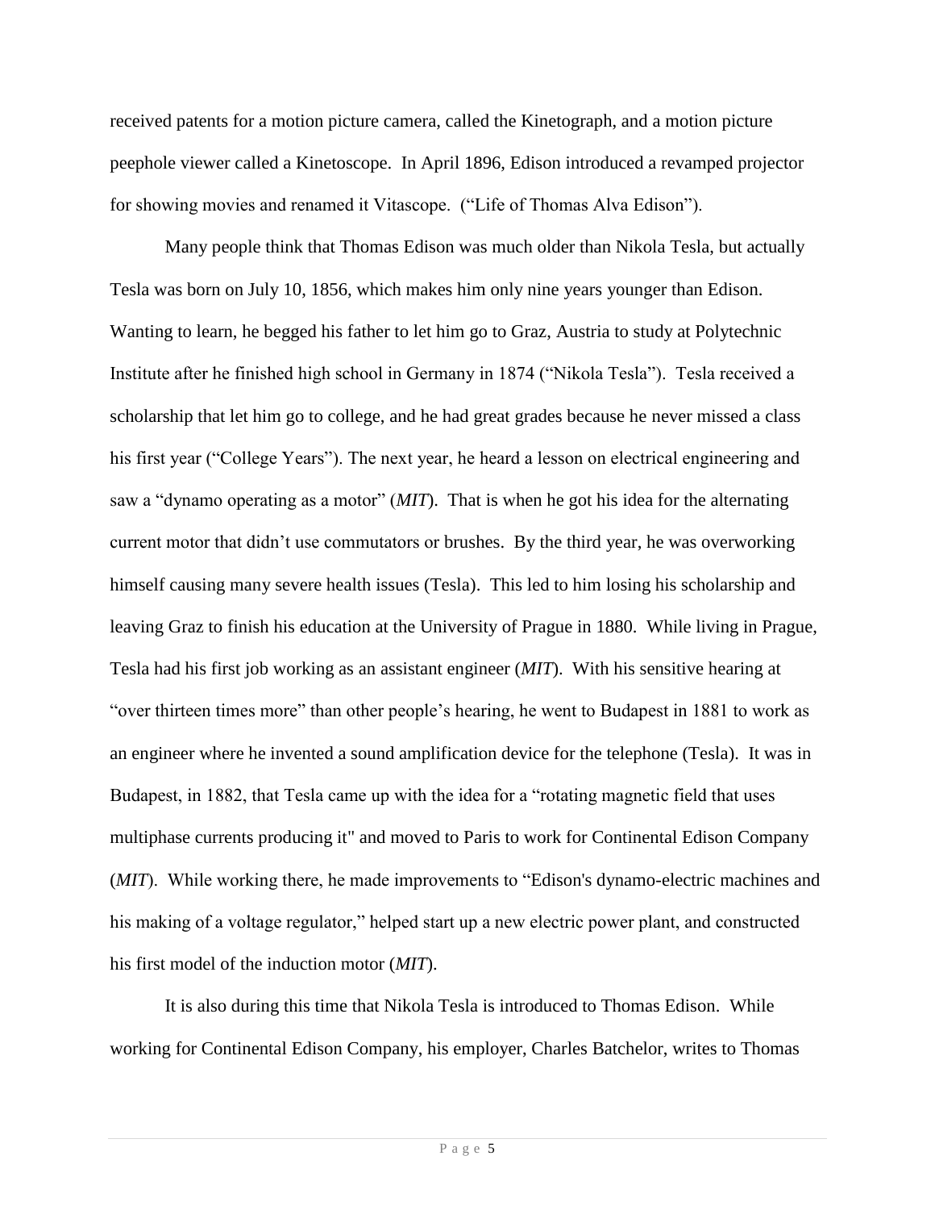received patents for a motion picture camera, called the Kinetograph, and a motion picture peephole viewer called a Kinetoscope. In April 1896, Edison introduced a revamped projector for showing movies and renamed it Vitascope. ("Life of Thomas Alva Edison").

Many people think that Thomas Edison was much older than Nikola Tesla, but actually Tesla was born on July 10, 1856, which makes him only nine years younger than Edison. Wanting to learn, he begged his father to let him go to Graz, Austria to study at Polytechnic Institute after he finished high school in Germany in 1874 ("Nikola Tesla"). Tesla received a scholarship that let him go to college, and he had great grades because he never missed a class his first year ("College Years"). The next year, he heard a lesson on electrical engineering and saw a "dynamo operating as a motor" (*MIT*). That is when he got his idea for the alternating current motor that didn't use commutators or brushes. By the third year, he was overworking himself causing many severe health issues (Tesla). This led to him losing his scholarship and leaving Graz to finish his education at the University of Prague in 1880. While living in Prague, Tesla had his first job working as an assistant engineer (*MIT*). With his sensitive hearing at "over thirteen times more" than other people's hearing, he went to Budapest in 1881 to work as an engineer where he invented a sound amplification device for the telephone (Tesla). It was in Budapest, in 1882, that Tesla came up with the idea for a "rotating magnetic field that uses multiphase currents producing it" and moved to Paris to work for Continental Edison Company (*MIT*). While working there, he made improvements to "Edison's dynamo-electric machines and his making of a voltage regulator," helped start up a new electric power plant, and constructed his first model of the induction motor (*MIT*).

It is also during this time that Nikola Tesla is introduced to Thomas Edison. While working for Continental Edison Company, his employer, Charles Batchelor, writes to Thomas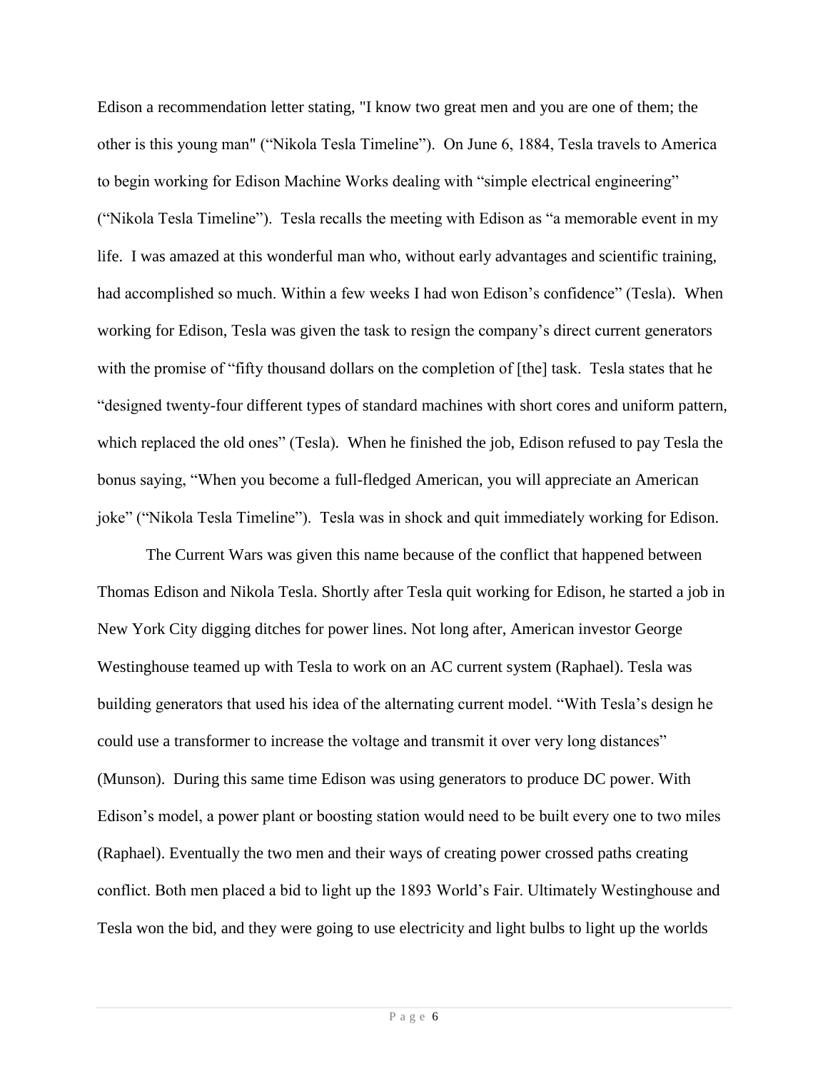Edison a recommendation letter stating, "I know two great men and you are one of them; the other is this young man" ("Nikola Tesla Timeline"). On June 6, 1884, Tesla travels to America to begin working for Edison Machine Works dealing with "simple electrical engineering" ("Nikola Tesla Timeline"). Tesla recalls the meeting with Edison as "a memorable event in my life. I was amazed at this wonderful man who, without early advantages and scientific training, had accomplished so much. Within a few weeks I had won Edison's confidence" (Tesla). When working for Edison, Tesla was given the task to resign the company's direct current generators with the promise of "fifty thousand dollars on the completion of [the] task. Tesla states that he "designed twenty-four different types of standard machines with short cores and uniform pattern, which replaced the old ones" (Tesla). When he finished the job, Edison refused to pay Tesla the bonus saying, "When you become a full-fledged American, you will appreciate an American joke" ("Nikola Tesla Timeline"). Tesla was in shock and quit immediately working for Edison.

The Current Wars was given this name because of the conflict that happened between Thomas Edison and Nikola Tesla. Shortly after Tesla quit working for Edison, he started a job in New York City digging ditches for power lines. Not long after, American investor George Westinghouse teamed up with Tesla to work on an AC current system (Raphael). Tesla was building generators that used his idea of the alternating current model. "With Tesla's design he could use a transformer to increase the voltage and transmit it over very long distances" (Munson). During this same time Edison was using generators to produce DC power. With Edison's model, a power plant or boosting station would need to be built every one to two miles (Raphael). Eventually the two men and their ways of creating power crossed paths creating conflict. Both men placed a bid to light up the 1893 World's Fair. Ultimately Westinghouse and Tesla won the bid, and they were going to use electricity and light bulbs to light up the worlds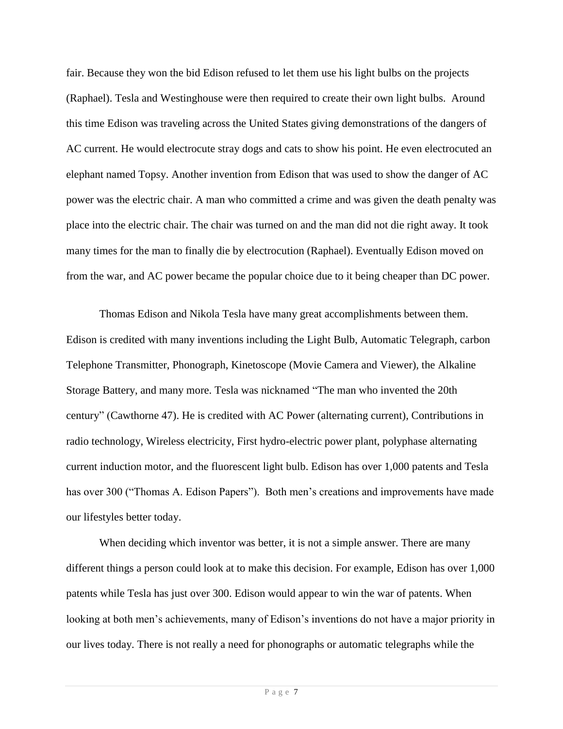fair. Because they won the bid Edison refused to let them use his light bulbs on the projects (Raphael). Tesla and Westinghouse were then required to create their own light bulbs. Around this time Edison was traveling across the United States giving demonstrations of the dangers of AC current. He would electrocute stray dogs and cats to show his point. He even electrocuted an elephant named Topsy. Another invention from Edison that was used to show the danger of AC power was the electric chair. A man who committed a crime and was given the death penalty was place into the electric chair. The chair was turned on and the man did not die right away. It took many times for the man to finally die by electrocution (Raphael). Eventually Edison moved on from the war, and AC power became the popular choice due to it being cheaper than DC power.

Thomas Edison and Nikola Tesla have many great accomplishments between them. Edison is credited with many inventions including the Light Bulb, Automatic Telegraph, carbon Telephone Transmitter, Phonograph, Kinetoscope (Movie Camera and Viewer), the Alkaline Storage Battery, and many more. Tesla was nicknamed "The man who invented the 20th century" (Cawthorne 47). He is credited with AC Power (alternating current), Contributions in radio technology, Wireless electricity, First hydro-electric power plant, polyphase alternating current induction motor, and the fluorescent light bulb. Edison has over 1,000 patents and Tesla has over 300 ("Thomas A. Edison Papers"). Both men's creations and improvements have made our lifestyles better today.

When deciding which inventor was better, it is not a simple answer. There are many different things a person could look at to make this decision. For example, Edison has over 1,000 patents while Tesla has just over 300. Edison would appear to win the war of patents. When looking at both men's achievements, many of Edison's inventions do not have a major priority in our lives today. There is not really a need for phonographs or automatic telegraphs while the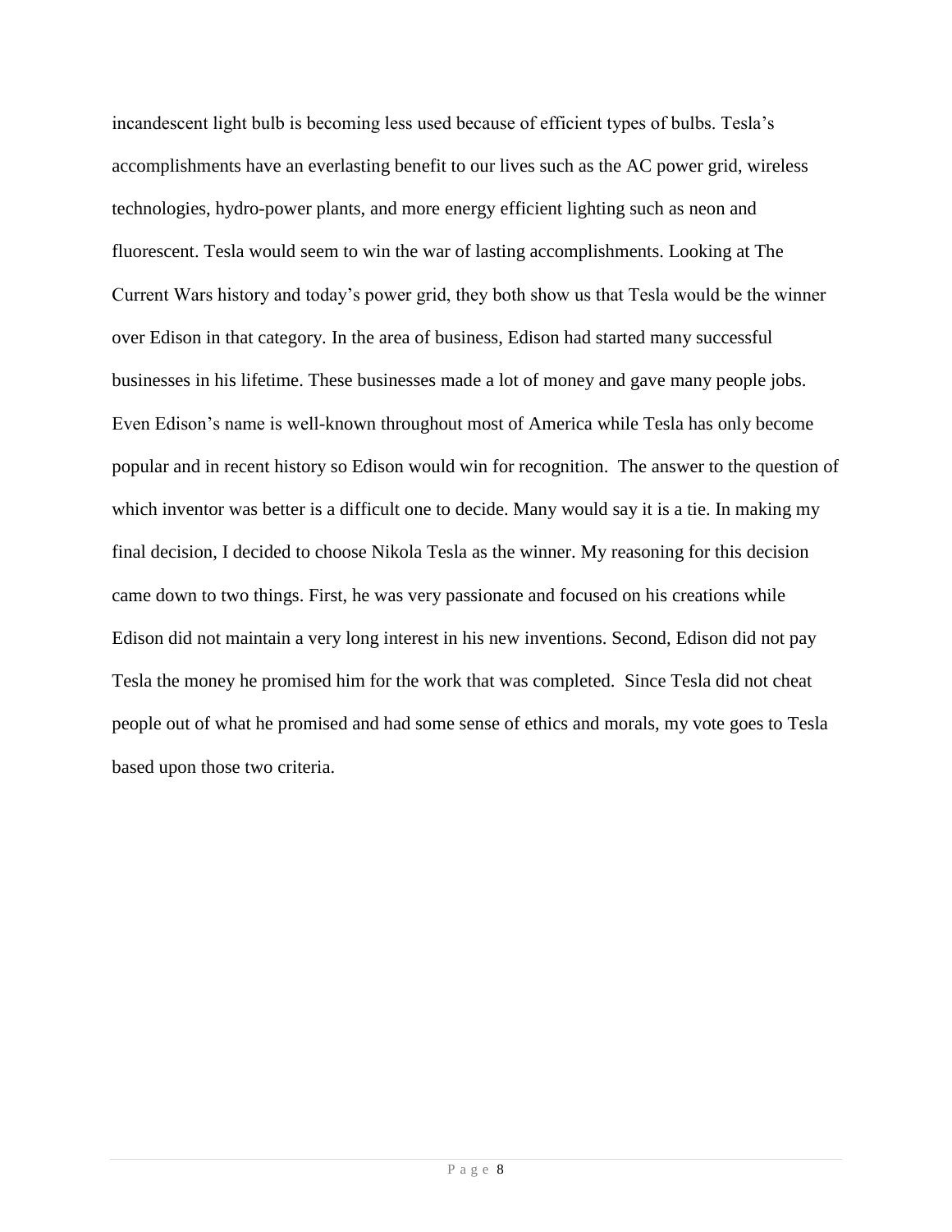incandescent light bulb is becoming less used because of efficient types of bulbs. Tesla's accomplishments have an everlasting benefit to our lives such as the AC power grid, wireless technologies, hydro-power plants, and more energy efficient lighting such as neon and fluorescent. Tesla would seem to win the war of lasting accomplishments. Looking at The Current Wars history and today's power grid, they both show us that Tesla would be the winner over Edison in that category. In the area of business, Edison had started many successful businesses in his lifetime. These businesses made a lot of money and gave many people jobs. Even Edison's name is well-known throughout most of America while Tesla has only become popular and in recent history so Edison would win for recognition. The answer to the question of which inventor was better is a difficult one to decide. Many would say it is a tie. In making my final decision, I decided to choose Nikola Tesla as the winner. My reasoning for this decision came down to two things. First, he was very passionate and focused on his creations while Edison did not maintain a very long interest in his new inventions. Second, Edison did not pay Tesla the money he promised him for the work that was completed. Since Tesla did not cheat people out of what he promised and had some sense of ethics and morals, my vote goes to Tesla based upon those two criteria.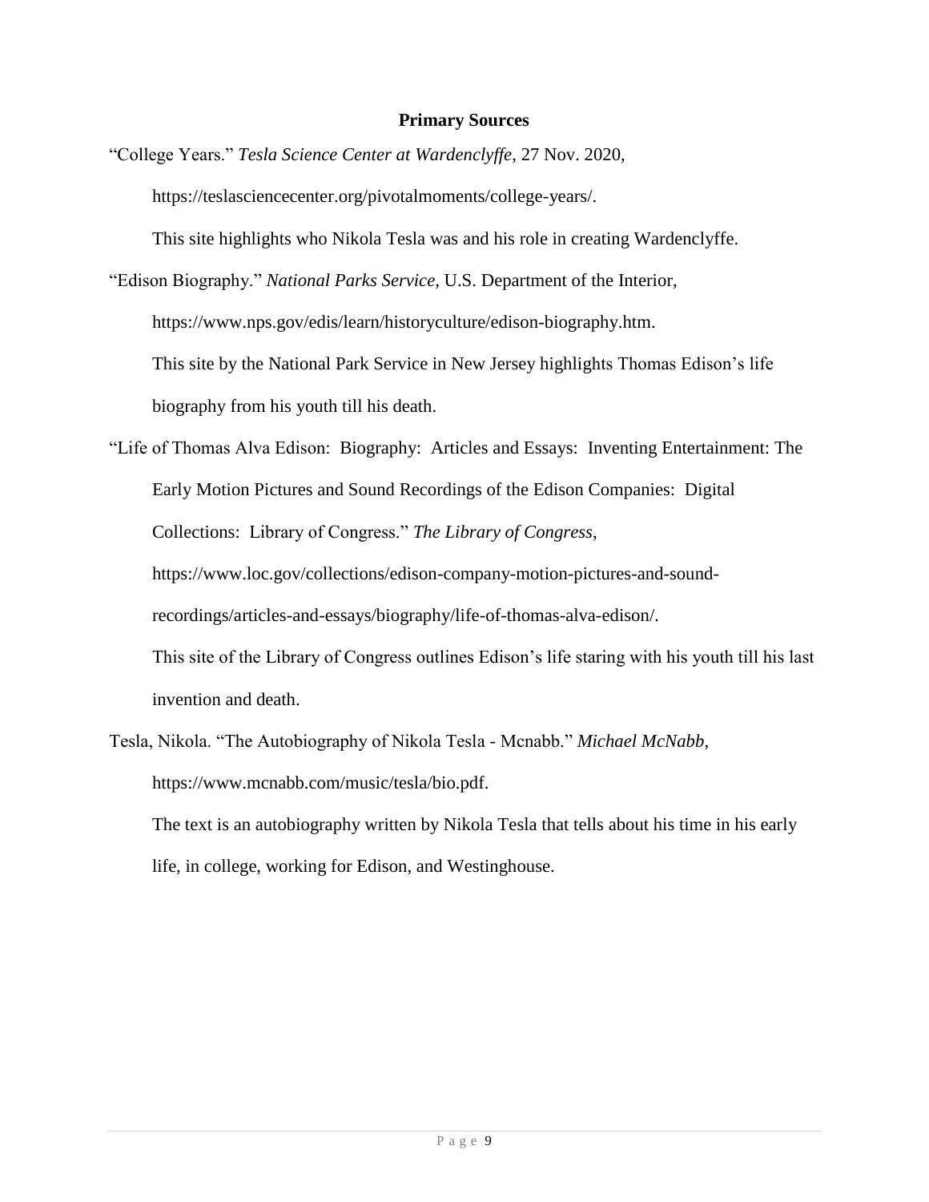## Primary Sources

"College Years." *Tesla Science Center at Wardenclyffe*, 27 Nov. 2020, https://teslasciencecenter.org/pivotalmoments/college-years/.

This site highlights who Nikola Tesla was and his role in creating Wardenclyffe.

"Edison Biography." *National Parks Service*, U.S. Department of the Interior, https://www.nps.gov/edis/learn/historyculture/edison-biography.htm.

This site by the National Park Service in New Jersey highlights Thomas Edison's life biography from his youth till his death.

"Life of Thomas Alva Edison: Biography: Articles and Essays: Inventing Entertainment: The Early Motion Pictures and Sound Recordings of the Edison Companies: Digital Collections: Library of Congress." *The Library of Congress*, https://www.loc.gov/collections/edison-company-motion-pictures-and-sound-recordings/articles-and-essays/biography/life-of-thomas-alva-edison/.

This site of the Library of Congress outlines Edison's life staring with his youth till his last invention and death.

Tesla, Nikola. "The Autobiography of Nikola Tesla - Mcnabb." *Michael McNabb*, https://www.mcnabb.com/music/tesla/bio.pdf.

The text is an autobiography written by Nikola Tesla that tells about his time in his early life, in college, working for Edison, and Westinghouse.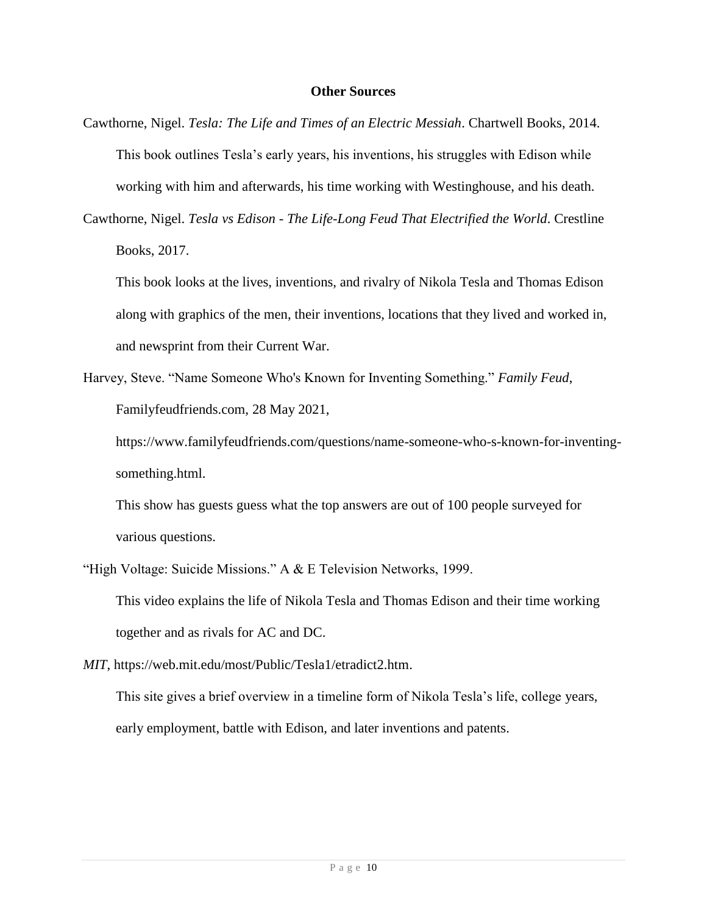## Other Sources

Cawthorne, Nigel. *Tesla: The Life and Times of an Electric Messiah*. Chartwell Books, 2014.

This book outlines Tesla's early years, his inventions, his struggles with Edison while working with him and afterwards, his time working with Westinghouse, and his death.

Cawthorne, Nigel. *Tesla vs Edison - The Life-Long Feud That Electrified the World*. Crestline Books, 2017.

This book looks at the lives, inventions, and rivalry of Nikola Tesla and Thomas Edison along with graphics of the men, their inventions, locations that they lived and worked in, and newsprint from their Current War.

Harvey, Steve. "Name Someone Who's Known for Inventing Something." *Family Feud*, Familyfeudfriends.com, 28 May 2021, https://www.familyfeudfriends.com/questions/name-someone-who-s-known-for-inventing-something.html.

This show has guests guess what the top answers are out of 100 people surveyed for various questions.

"High Voltage: Suicide Missions." A & E Television Networks, 1999.

This video explains the life of Nikola Tesla and Thomas Edison and their time working together and as rivals for AC and DC.

*MIT*, https://web.mit.edu/most/Public/Tesla1/etradict2.htm.

This site gives a brief overview in a timeline form of Nikola Tesla's life, college years, early employment, battle with Edison, and later inventions and patents.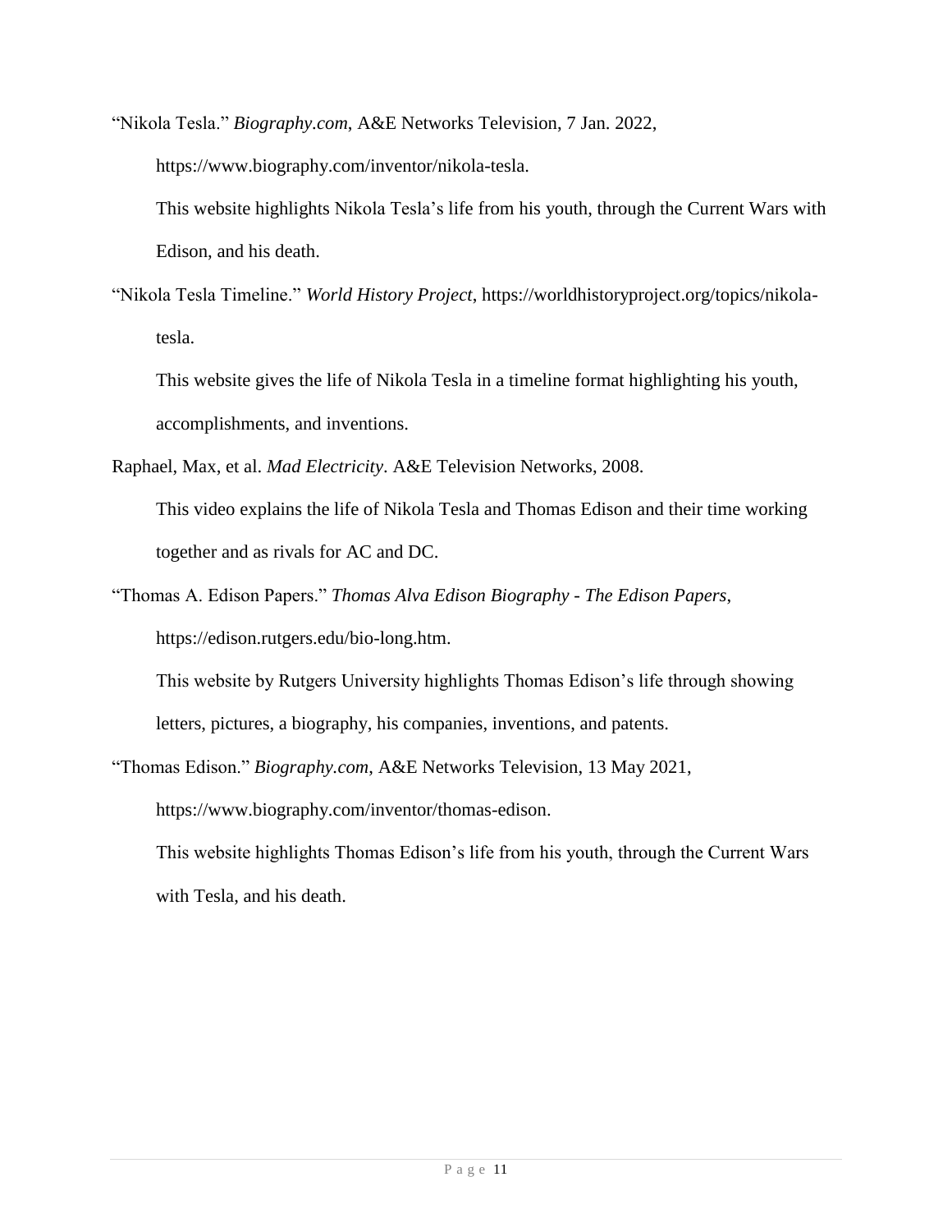"Nikola Tesla." *Biography.com*, A&E Networks Television, 7 Jan. 2022, https://www.biography.com/inventor/nikola-tesla.

This website highlights Nikola Tesla's life from his youth, through the Current Wars with Edison, and his death.

"Nikola Tesla Timeline." *World History Project*, https://worldhistoryproject.org/topics/nikola-tesla.

This website gives the life of Nikola Tesla in a timeline format highlighting his youth, accomplishments, and inventions.

Raphael, Max, et al. *Mad Electricity*. A&E Television Networks, 2008.

This video explains the life of Nikola Tesla and Thomas Edison and their time working together and as rivals for AC and DC.

"Thomas A. Edison Papers." *Thomas Alva Edison Biography - The Edison Papers*, https://edison.rutgers.edu/bio-long.htm.

This website by Rutgers University highlights Thomas Edison's life through showing letters, pictures, a biography, his companies, inventions, and patents.

"Thomas Edison." *Biography.com*, A&E Networks Television, 13 May 2021, https://www.biography.com/inventor/thomas-edison.

This website highlights Thomas Edison's life from his youth, through the Current Wars with Tesla, and his death.